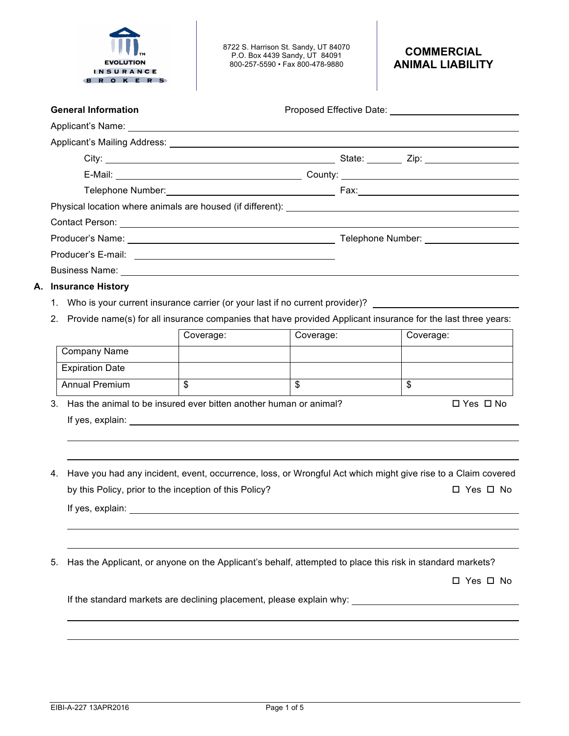EVOLUTION INSURANCE BROKERS

8722 S. Harrison St. Sandy, UT 84070
P.O. Box 4439 Sandy, UT 84091
800-257-5590 • Fax 800-478-9880

# COMMERCIAL ANIMAL LIABILITY

**General Information**

Proposed Effective Date: ____________________

Applicant's Name: ____________________

Applicant's Mailing Address: ____________________

City: ____________________ State: ________ Zip: ____________________

E-Mail: ____________________ County: ____________________

Telephone Number: ____________________ Fax: ____________________

Physical location where animals are housed (if different): ____________________

Contact Person: ____________________

Producer's Name: ____________________ Telephone Number: ____________________

Producer's E-mail: ____________________

Business Name: ____________________

## A. Insurance History

1. Who is your current insurance carrier (or your last if no current provider)? ____________________

2. Provide name(s) for all insurance companies that have provided Applicant insurance for the last three years:

| | Coverage: | Coverage: | Coverage: |
|---|---|---|---|
| Company Name | | | |
| Expiration Date | | | |
| Annual Premium | $ | $ | $ |

3. Has the animal to be insured ever bitten another human or animal? ☐ Yes ☐ No

   If yes, explain: ____________________

4. Have you had any incident, event, occurrence, loss, or Wrongful Act which might give rise to a Claim covered by this Policy, prior to the inception of this Policy? ☐ Yes ☐ No

   If yes, explain: ____________________

5. Has the Applicant, or anyone on the Applicant's behalf, attempted to place this risk in standard markets? ☐ Yes ☐ No

   If the standard markets are declining placement, please explain why: ____________________

EIBI-A-227 13APR2016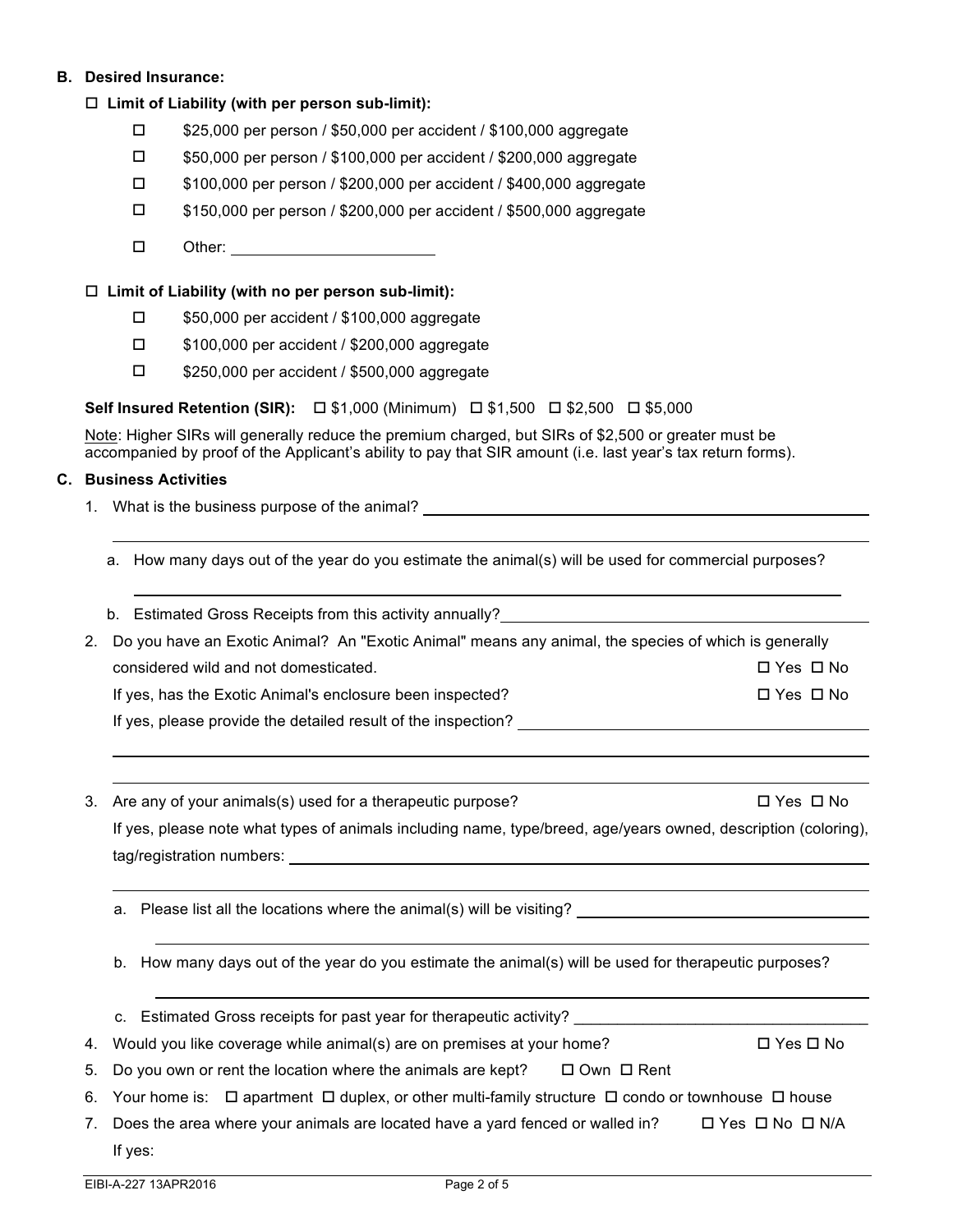**B. Desired Insurance:**

☐ **Limit of Liability (with per person sub-limit):**

- ☐ $25,000 per person / $50,000 per accident / $100,000 aggregate
- ☐ $50,000 per person / $100,000 per accident / $200,000 aggregate
- ☐ $100,000 per person / $200,000 per accident / $400,000 aggregate
- ☐ $150,000 per person / $200,000 per accident / $500,000 aggregate
- ☐ Other: ______________________

☐ **Limit of Liability (with no per person sub-limit):**

- ☐ $50,000 per accident / $100,000 aggregate
- ☐ $100,000 per accident / $200,000 aggregate
- ☐ $250,000 per accident / $500,000 aggregate

**Self Insured Retention (SIR):** ☐ $1,000 (Minimum) ☐ $1,500 ☐ $2,500 ☐ $5,000

Note: Higher SIRs will generally reduce the premium charged, but SIRs of $2,500 or greater must be accompanied by proof of the Applicant's ability to pay that SIR amount (i.e. last year's tax return forms).

**C. Business Activities**

1. What is the business purpose of the animal? ______________________________________________

   ______________________________________________

   a. How many days out of the year do you estimate the animal(s) will be used for commercial purposes?

      ______________________________________________

   b. Estimated Gross Receipts from this activity annually? ______________________

2. Do you have an Exotic Animal? An "Exotic Animal" means any animal, the species of which is generally considered wild and not domesticated. ☐ Yes ☐ No

   If yes, has the Exotic Animal's enclosure been inspected? ☐ Yes ☐ No

   If yes, please provide the detailed result of the inspection? ______________________

   ______________________________________________

   ______________________________________________

3. Are any of your animals(s) used for a therapeutic purpose? ☐ Yes ☐ No

   If yes, please note what types of animals including name, type/breed, age/years owned, description (coloring), tag/registration numbers: ______________________________________________

   ______________________________________________

   a. Please list all the locations where the animal(s) will be visiting? ______________________

      ______________________________________________

   b. How many days out of the year do you estimate the animal(s) will be used for therapeutic purposes?

      ______________________________________________

   c. Estimated Gross receipts for past year for therapeutic activity? ______________________

4. Would you like coverage while animal(s) are on premises at your home? ☐ Yes ☐ No

5. Do you own or rent the location where the animals are kept? ☐ Own ☐ Rent

6. Your home is: ☐ apartment ☐ duplex, or other multi-family structure ☐ condo or townhouse ☐ house

7. Does the area where your animals are located have a yard fenced or walled in? ☐ Yes ☐ No ☐ N/A

   If yes: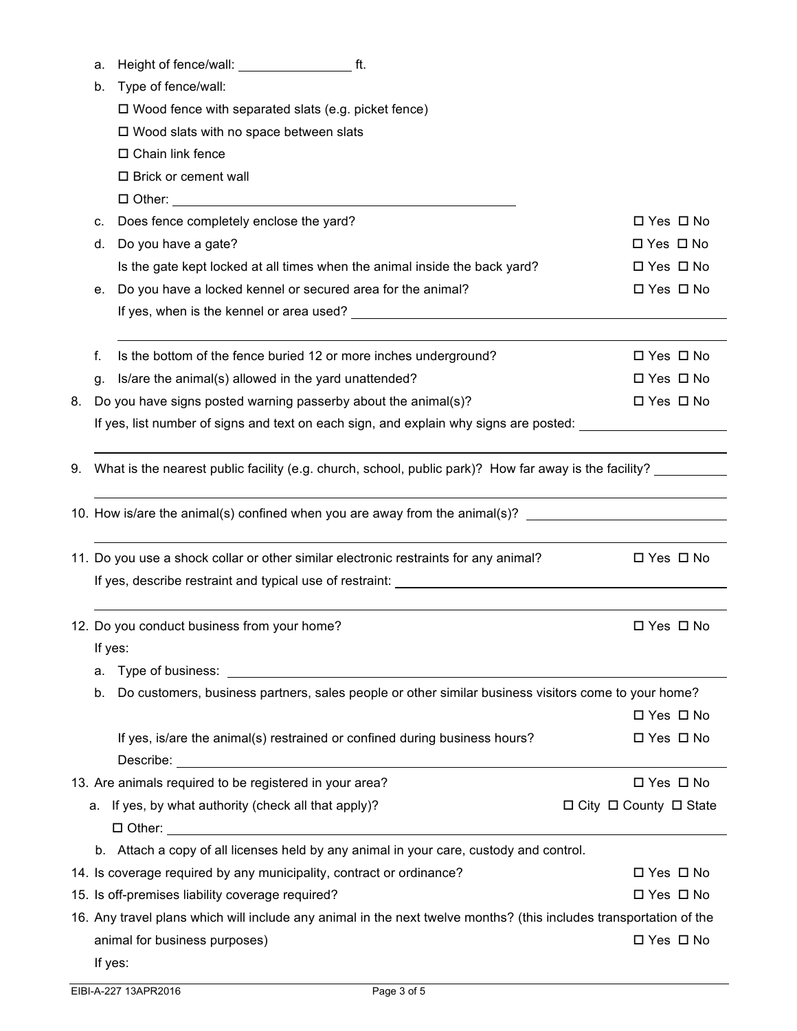a. Height of fence/wall: ________________ ft.

b. Type of fence/wall:

☐ Wood fence with separated slats (e.g. picket fence)

☐ Wood slats with no space between slats

☐ Chain link fence

☐ Brick or cement wall

☐ Other: ________________________________________________

c. Does fence completely enclose the yard? ☐ Yes ☐ No

d. Do you have a gate? ☐ Yes ☐ No

Is the gate kept locked at all times when the animal inside the back yard? ☐ Yes ☐ No

e. Do you have a locked kennel or secured area for the animal? ☐ Yes ☐ No

If yes, when is the kennel or area used? ________________________________________________

________________________________________________

f. Is the bottom of the fence buried 12 or more inches underground? ☐ Yes ☐ No

g. Is/are the animal(s) allowed in the yard unattended? ☐ Yes ☐ No

8. Do you have signs posted warning passerby about the animal(s)? ☐ Yes ☐ No

If yes, list number of signs and text on each sign, and explain why signs are posted: ____________________

________________________________________________

9. What is the nearest public facility (e.g. church, school, public park)? How far away is the facility? __________

________________________________________________

10. How is/are the animal(s) confined when you are away from the animal(s)? ____________________________

________________________________________________

11. Do you use a shock collar or other similar electronic restraints for any animal? ☐ Yes ☐ No

If yes, describe restraint and typical use of restraint: ________________________________________________

________________________________________________

12. Do you conduct business from your home? ☐ Yes ☐ No

If yes:

a. Type of business: ________________________________________________

b. Do customers, business partners, sales people or other similar business visitors come to your home? ☐ Yes ☐ No

If yes, is/are the animal(s) restrained or confined during business hours? ☐ Yes ☐ No

Describe: ________________________________________________

13. Are animals required to be registered in your area? ☐ Yes ☐ No

a. If yes, by what authority (check all that apply)? ☐ City ☐ County ☐ State

☐ Other: ________________________________________________

b. Attach a copy of all licenses held by any animal in your care, custody and control.

14. Is coverage required by any municipality, contract or ordinance? ☐ Yes ☐ No

15. Is off-premises liability coverage required? ☐ Yes ☐ No

16. Any travel plans which will include any animal in the next twelve months? (this includes transportation of the animal for business purposes) ☐ Yes ☐ No

If yes: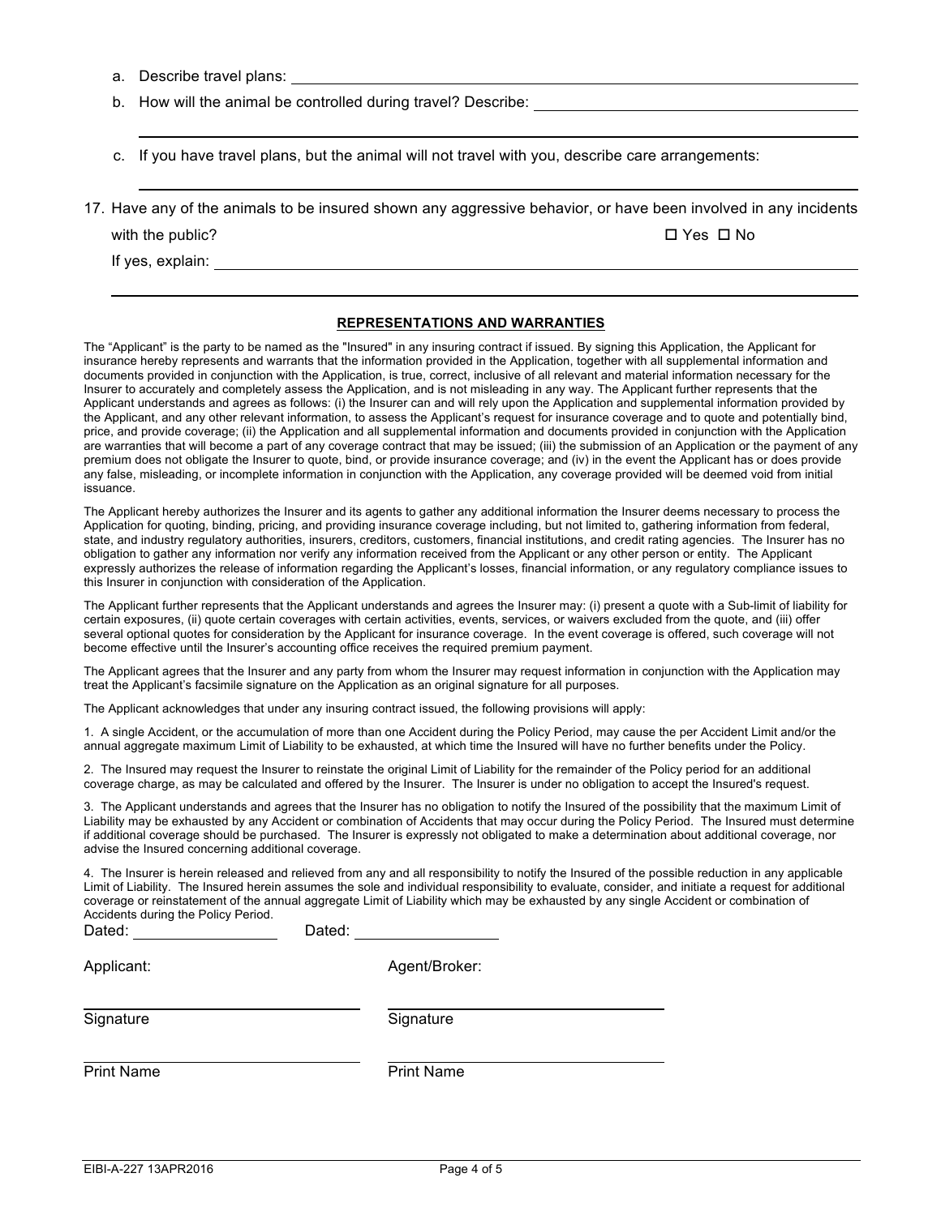a. Describe travel plans: ______________________________

b. How will the animal be controlled during travel? Describe: ______________________________

______________________________

c. If you have travel plans, but the animal will not travel with you, describe care arrangements:

______________________________

17. Have any of the animals to be insured shown any aggressive behavior, or have been involved in any incidents with the public? ☐ Yes ☐ No

If yes, explain: ______________________________

______________________________

## REPRESENTATIONS AND WARRANTIES

The "Applicant" is the party to be named as the "Insured" in any insuring contract if issued. By signing this Application, the Applicant for insurance hereby represents and warrants that the information provided in the Application, together with all supplemental information and documents provided in conjunction with the Application, is true, correct, inclusive of all relevant and material information necessary for the Insurer to accurately and completely assess the Application, and is not misleading in any way. The Applicant further represents that the Applicant understands and agrees as follows: (i) the Insurer can and will rely upon the Application and supplemental information provided by the Applicant, and any other relevant information, to assess the Applicant's request for insurance coverage and to quote and potentially bind, price, and provide coverage; (ii) the Application and all supplemental information and documents provided in conjunction with the Application are warranties that will become a part of any coverage contract that may be issued; (iii) the submission of an Application or the payment of any premium does not obligate the Insurer to quote, bind, or provide insurance coverage; and (iv) in the event the Applicant has or does provide any false, misleading, or incomplete information in conjunction with the Application, any coverage provided will be deemed void from initial issuance.

The Applicant hereby authorizes the Insurer and its agents to gather any additional information the Insurer deems necessary to process the Application for quoting, binding, pricing, and providing insurance coverage including, but not limited to, gathering information from federal, state, and industry regulatory authorities, insurers, creditors, customers, financial institutions, and credit rating agencies. The Insurer has no obligation to gather any information nor verify any information received from the Applicant or any other person or entity. The Applicant expressly authorizes the release of information regarding the Applicant's losses, financial information, or any regulatory compliance issues to this Insurer in conjunction with consideration of the Application.

The Applicant further represents that the Applicant understands and agrees the Insurer may: (i) present a quote with a Sub-limit of liability for certain exposures, (ii) quote certain coverages with certain activities, events, services, or waivers excluded from the quote, and (iii) offer several optional quotes for consideration by the Applicant for insurance coverage. In the event coverage is offered, such coverage will not become effective until the Insurer's accounting office receives the required premium payment.

The Applicant agrees that the Insurer and any party from whom the Insurer may request information in conjunction with the Application may treat the Applicant's facsimile signature on the Application as an original signature for all purposes.

The Applicant acknowledges that under any insuring contract issued, the following provisions will apply:

1. A single Accident, or the accumulation of more than one Accident during the Policy Period, may cause the per Accident Limit and/or the annual aggregate maximum Limit of Liability to be exhausted, at which time the Insured will have no further benefits under the Policy.

2. The Insured may request the Insurer to reinstate the original Limit of Liability for the remainder of the Policy period for an additional coverage charge, as may be calculated and offered by the Insurer. The Insurer is under no obligation to accept the Insured's request.

3. The Applicant understands and agrees that the Insurer has no obligation to notify the Insured of the possibility that the maximum Limit of Liability may be exhausted by any Accident or combination of Accidents that may occur during the Policy Period. The Insured must determine if additional coverage should be purchased. The Insurer is expressly not obligated to make a determination about additional coverage, nor advise the Insured concerning additional coverage.

4. The Insurer is herein released and relieved from any and all responsibility to notify the Insured of the possible reduction in any applicable Limit of Liability. The Insured herein assumes the sole and individual responsibility to evaluate, consider, and initiate a request for additional coverage or reinstatement of the annual aggregate Limit of Liability which may be exhausted by any single Accident or combination of Accidents during the Policy Period.

Dated: ________________ Dated: ________________

| Applicant: | Agent/Broker: |
| --- | --- |
| ______________________ | ______________________ |
| Signature | Signature |
| ______________________ | ______________________ |
| Print Name | Print Name |

EIBI-A-227 13APR2016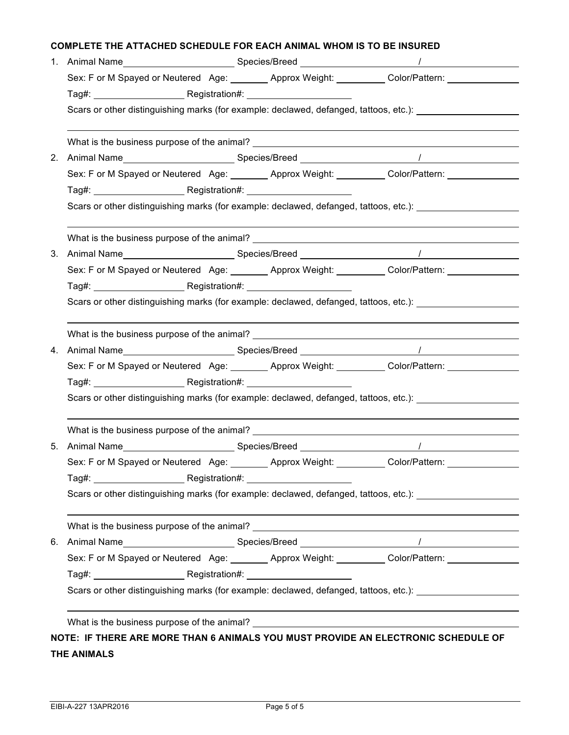**COMPLETE THE ATTACHED SCHEDULE FOR EACH ANIMAL WHOM IS TO BE INSURED**

1. Animal Name\_\_\_\_\_\_\_\_\_\_\_\_\_\_\_\_\_\_\_\_ Species/Breed \_\_\_\_\_\_\_\_\_\_\_\_\_\_\_\_\_\_\_\_ / \_\_\_\_\_\_\_\_\_\_\_\_\_\_\_\_\_\_\_\_

   Sex: F or M Spayed or Neutered Age: \_\_\_\_\_\_\_\_ Approx Weight: \_\_\_\_\_\_\_\_\_\_ Color/Pattern: \_\_\_\_\_\_\_\_\_\_\_\_\_\_\_

   Tag#: \_\_\_\_\_\_\_\_\_\_\_\_\_\_\_\_\_\_ Registration#: \_\_\_\_\_\_\_\_\_\_\_\_\_\_\_\_\_\_\_\_

   Scars or other distinguishing marks (for example: declawed, defanged, tattoos, etc.): \_\_\_\_\_\_\_\_\_\_\_\_\_\_\_\_\_\_\_\_

   \_\_\_\_\_\_\_\_\_\_\_\_\_\_\_\_\_\_\_\_\_\_\_\_\_\_\_\_\_\_\_\_\_\_\_\_\_\_\_\_\_\_\_\_\_\_\_\_\_\_\_\_\_\_\_\_\_\_\_\_\_\_\_\_\_\_\_\_\_\_\_\_\_\_\_\_\_\_\_\_\_\_\_\_\_\_\_\_

   What is the business purpose of the animal? \_\_\_\_\_\_\_\_\_\_\_\_\_\_\_\_\_\_\_\_\_\_\_\_\_\_\_\_\_\_\_\_\_\_\_\_\_\_\_\_\_\_\_\_\_\_\_\_\_\_

2. Animal Name\_\_\_\_\_\_\_\_\_\_\_\_\_\_\_\_\_\_\_\_ Species/Breed \_\_\_\_\_\_\_\_\_\_\_\_\_\_\_\_\_\_\_\_ / \_\_\_\_\_\_\_\_\_\_\_\_\_\_\_\_\_\_\_\_

   Sex: F or M Spayed or Neutered Age: \_\_\_\_\_\_\_\_ Approx Weight: \_\_\_\_\_\_\_\_\_\_ Color/Pattern: \_\_\_\_\_\_\_\_\_\_\_\_\_\_\_

   Tag#: \_\_\_\_\_\_\_\_\_\_\_\_\_\_\_\_\_\_ Registration#: \_\_\_\_\_\_\_\_\_\_\_\_\_\_\_\_\_\_\_\_

   Scars or other distinguishing marks (for example: declawed, defanged, tattoos, etc.): \_\_\_\_\_\_\_\_\_\_\_\_\_\_\_\_\_\_\_\_

   \_\_\_\_\_\_\_\_\_\_\_\_\_\_\_\_\_\_\_\_\_\_\_\_\_\_\_\_\_\_\_\_\_\_\_\_\_\_\_\_\_\_\_\_\_\_\_\_\_\_\_\_\_\_\_\_\_\_\_\_\_\_\_\_\_\_\_\_\_\_\_\_\_\_\_\_\_\_\_\_\_\_\_\_\_\_\_\_

   What is the business purpose of the animal? \_\_\_\_\_\_\_\_\_\_\_\_\_\_\_\_\_\_\_\_\_\_\_\_\_\_\_\_\_\_\_\_\_\_\_\_\_\_\_\_\_\_\_\_\_\_\_\_\_\_

3. Animal Name\_\_\_\_\_\_\_\_\_\_\_\_\_\_\_\_\_\_\_\_ Species/Breed \_\_\_\_\_\_\_\_\_\_\_\_\_\_\_\_\_\_\_\_ / \_\_\_\_\_\_\_\_\_\_\_\_\_\_\_\_\_\_\_\_

   Sex: F or M Spayed or Neutered Age: \_\_\_\_\_\_\_\_ Approx Weight: \_\_\_\_\_\_\_\_\_\_ Color/Pattern: \_\_\_\_\_\_\_\_\_\_\_\_\_\_\_

   Tag#: \_\_\_\_\_\_\_\_\_\_\_\_\_\_\_\_\_\_ Registration#: \_\_\_\_\_\_\_\_\_\_\_\_\_\_\_\_\_\_\_\_

   Scars or other distinguishing marks (for example: declawed, defanged, tattoos, etc.): \_\_\_\_\_\_\_\_\_\_\_\_\_\_\_\_\_\_\_\_

   \_\_\_\_\_\_\_\_\_\_\_\_\_\_\_\_\_\_\_\_\_\_\_\_\_\_\_\_\_\_\_\_\_\_\_\_\_\_\_\_\_\_\_\_\_\_\_\_\_\_\_\_\_\_\_\_\_\_\_\_\_\_\_\_\_\_\_\_\_\_\_\_\_\_\_\_\_\_\_\_\_\_\_\_\_\_\_\_

   What is the business purpose of the animal? \_\_\_\_\_\_\_\_\_\_\_\_\_\_\_\_\_\_\_\_\_\_\_\_\_\_\_\_\_\_\_\_\_\_\_\_\_\_\_\_\_\_\_\_\_\_\_\_\_\_

4. Animal Name\_\_\_\_\_\_\_\_\_\_\_\_\_\_\_\_\_\_\_\_ Species/Breed \_\_\_\_\_\_\_\_\_\_\_\_\_\_\_\_\_\_\_\_ / \_\_\_\_\_\_\_\_\_\_\_\_\_\_\_\_\_\_\_\_

   Sex: F or M Spayed or Neutered Age: \_\_\_\_\_\_\_\_ Approx Weight: \_\_\_\_\_\_\_\_\_\_ Color/Pattern: \_\_\_\_\_\_\_\_\_\_\_\_\_\_\_

   Tag#: \_\_\_\_\_\_\_\_\_\_\_\_\_\_\_\_\_\_ Registration#: \_\_\_\_\_\_\_\_\_\_\_\_\_\_\_\_\_\_\_\_

   Scars or other distinguishing marks (for example: declawed, defanged, tattoos, etc.): \_\_\_\_\_\_\_\_\_\_\_\_\_\_\_\_\_\_\_\_

   \_\_\_\_\_\_\_\_\_\_\_\_\_\_\_\_\_\_\_\_\_\_\_\_\_\_\_\_\_\_\_\_\_\_\_\_\_\_\_\_\_\_\_\_\_\_\_\_\_\_\_\_\_\_\_\_\_\_\_\_\_\_\_\_\_\_\_\_\_\_\_\_\_\_\_\_\_\_\_\_\_\_\_\_\_\_\_\_

   What is the business purpose of the animal? \_\_\_\_\_\_\_\_\_\_\_\_\_\_\_\_\_\_\_\_\_\_\_\_\_\_\_\_\_\_\_\_\_\_\_\_\_\_\_\_\_\_\_\_\_\_\_\_\_\_

5. Animal Name\_\_\_\_\_\_\_\_\_\_\_\_\_\_\_\_\_\_\_\_ Species/Breed \_\_\_\_\_\_\_\_\_\_\_\_\_\_\_\_\_\_\_\_ / \_\_\_\_\_\_\_\_\_\_\_\_\_\_\_\_\_\_\_\_

   Sex: F or M Spayed or Neutered Age: \_\_\_\_\_\_\_\_ Approx Weight: \_\_\_\_\_\_\_\_\_\_ Color/Pattern: \_\_\_\_\_\_\_\_\_\_\_\_\_\_\_

   Tag#: \_\_\_\_\_\_\_\_\_\_\_\_\_\_\_\_\_\_ Registration#: \_\_\_\_\_\_\_\_\_\_\_\_\_\_\_\_\_\_\_\_

   Scars or other distinguishing marks (for example: declawed, defanged, tattoos, etc.): \_\_\_\_\_\_\_\_\_\_\_\_\_\_\_\_\_\_\_\_

   \_\_\_\_\_\_\_\_\_\_\_\_\_\_\_\_\_\_\_\_\_\_\_\_\_\_\_\_\_\_\_\_\_\_\_\_\_\_\_\_\_\_\_\_\_\_\_\_\_\_\_\_\_\_\_\_\_\_\_\_\_\_\_\_\_\_\_\_\_\_\_\_\_\_\_\_\_\_\_\_\_\_\_\_\_\_\_\_

   What is the business purpose of the animal? \_\_\_\_\_\_\_\_\_\_\_\_\_\_\_\_\_\_\_\_\_\_\_\_\_\_\_\_\_\_\_\_\_\_\_\_\_\_\_\_\_\_\_\_\_\_\_\_\_\_

6. Animal Name\_\_\_\_\_\_\_\_\_\_\_\_\_\_\_\_\_\_\_\_ Species/Breed \_\_\_\_\_\_\_\_\_\_\_\_\_\_\_\_\_\_\_\_ / \_\_\_\_\_\_\_\_\_\_\_\_\_\_\_\_\_\_\_\_

   Sex: F or M Spayed or Neutered Age: \_\_\_\_\_\_\_\_ Approx Weight: \_\_\_\_\_\_\_\_\_\_ Color/Pattern: \_\_\_\_\_\_\_\_\_\_\_\_\_\_\_

   Tag#: \_\_\_\_\_\_\_\_\_\_\_\_\_\_\_\_\_\_ Registration#: \_\_\_\_\_\_\_\_\_\_\_\_\_\_\_\_\_\_\_\_

   Scars or other distinguishing marks (for example: declawed, defanged, tattoos, etc.): \_\_\_\_\_\_\_\_\_\_\_\_\_\_\_\_\_\_\_\_

   \_\_\_\_\_\_\_\_\_\_\_\_\_\_\_\_\_\_\_\_\_\_\_\_\_\_\_\_\_\_\_\_\_\_\_\_\_\_\_\_\_\_\_\_\_\_\_\_\_\_\_\_\_\_\_\_\_\_\_\_\_\_\_\_\_\_\_\_\_\_\_\_\_\_\_\_\_\_\_\_\_\_\_\_\_\_\_\_

   What is the business purpose of the animal? \_\_\_\_\_\_\_\_\_\_\_\_\_\_\_\_\_\_\_\_\_\_\_\_\_\_\_\_\_\_\_\_\_\_\_\_\_\_\_\_\_\_\_\_\_\_\_\_\_\_

**NOTE: IF THERE ARE MORE THAN 6 ANIMALS YOU MUST PROVIDE AN ELECTRONIC SCHEDULE OF THE ANIMALS**

EIBI-A-227 13APR2016